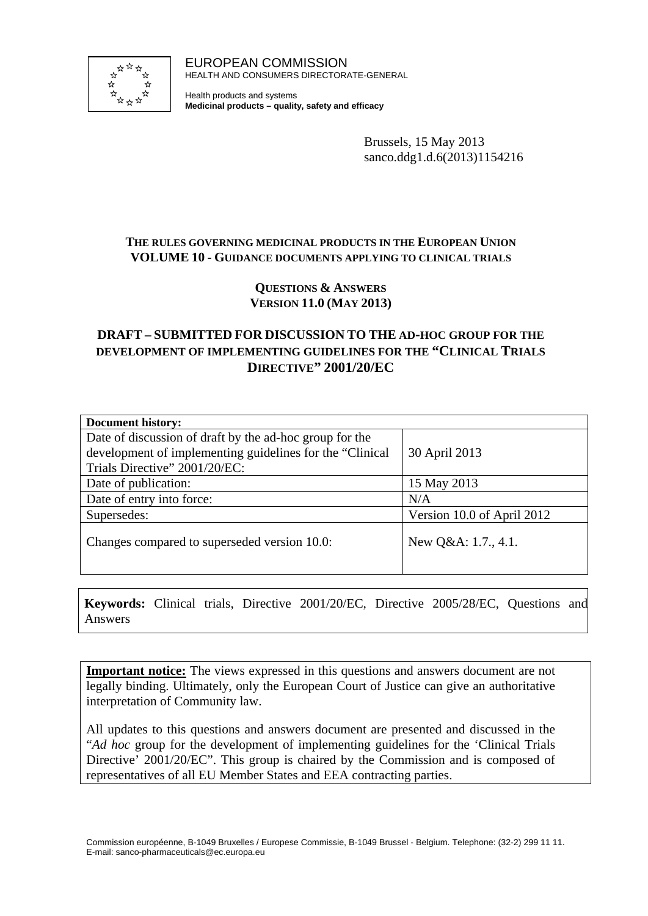EUROPEAN COMMISSION
HEALTH AND CONSUMERS DIRECTORATE-GENERAL

Health products and systems
**Medicinal products – quality, safety and efficacy**

Brussels, 15 May 2013
sanco.ddg1.d.6(2013)1154216

**THE RULES GOVERNING MEDICINAL PRODUCTS IN THE EUROPEAN UNION**
**VOLUME 10 - GUIDANCE DOCUMENTS APPLYING TO CLINICAL TRIALS**

**QUESTIONS & ANSWERS**
**VERSION 11.0 (MAY 2013)**

**DRAFT – SUBMITTED FOR DISCUSSION TO THE AD-HOC GROUP FOR THE DEVELOPMENT OF IMPLEMENTING GUIDELINES FOR THE "CLINICAL TRIALS DIRECTIVE" 2001/20/EC**

| **Document history:** | |
|---|---|
| Date of discussion of draft by the ad-hoc group for the development of implementing guidelines for the "Clinical Trials Directive" 2001/20/EC: | 30 April 2013 |
| Date of publication: | 15 May 2013 |
| Date of entry into force: | N/A |
| Supersedes: | Version 10.0 of April 2012 |
| Changes compared to superseded version 10.0: | New Q&A: 1.7., 4.1. |

**Keywords:** Clinical trials, Directive 2001/20/EC, Directive 2005/28/EC, Questions and Answers

**Important notice:** The views expressed in this questions and answers document are not legally binding. Ultimately, only the European Court of Justice can give an authoritative interpretation of Community law.

All updates to this questions and answers document are presented and discussed in the "*Ad hoc* group for the development of implementing guidelines for the 'Clinical Trials Directive' 2001/20/EC". This group is chaired by the Commission and is composed of representatives of all EU Member States and EEA contracting parties.

Commission européenne, B-1049 Bruxelles / Europese Commissie, B-1049 Brussel - Belgium. Telephone: (32-2) 299 11 11.
E-mail: sanco-pharmaceuticals@ec.europa.eu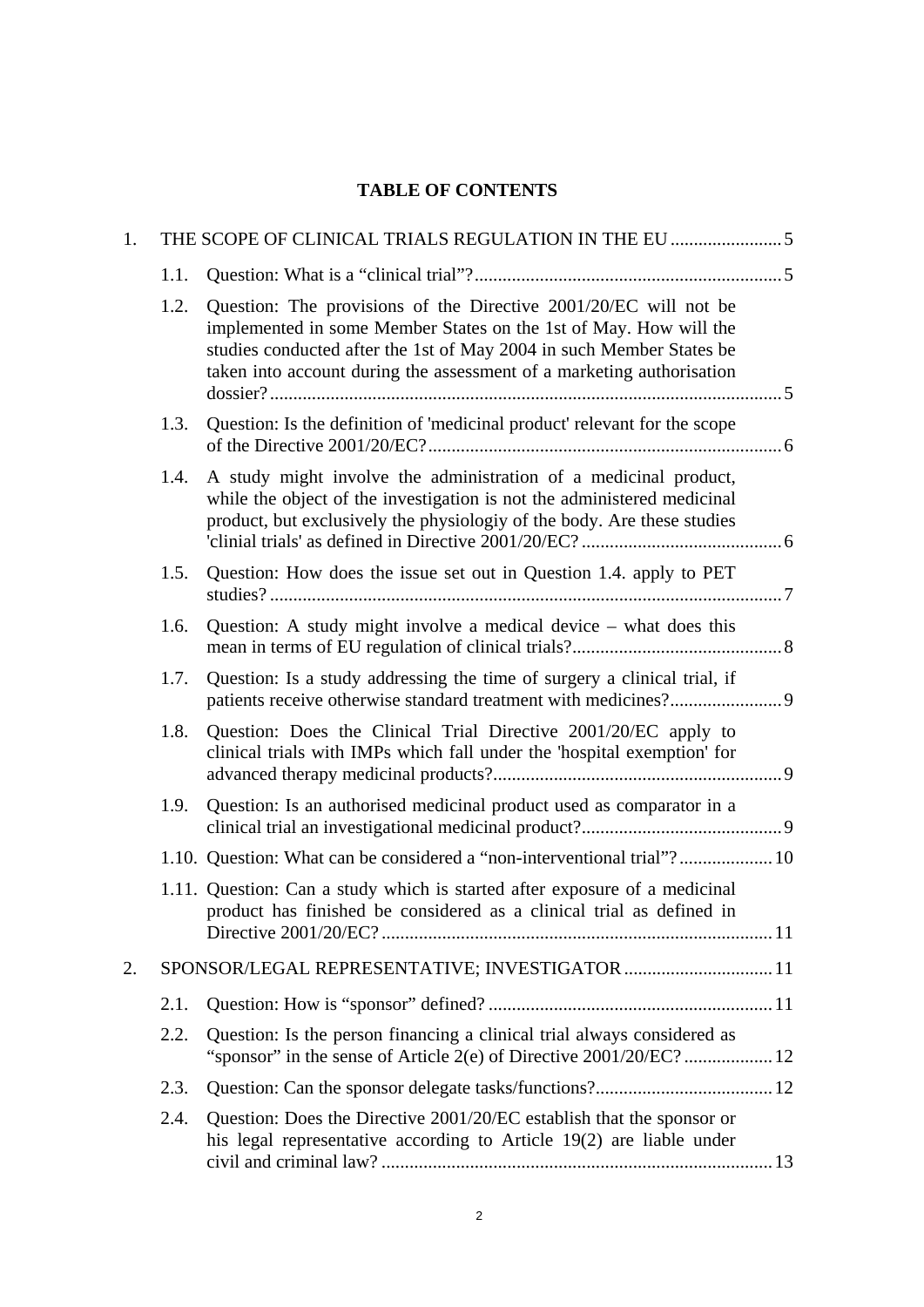## TABLE OF CONTENTS

1. THE SCOPE OF CLINICAL TRIALS REGULATION IN THE EU ........................ 5
   - 1.1. Question: What is a “clinical trial”? ........................ 5
   - 1.2. Question: The provisions of the Directive 2001/20/EC will not be implemented in some Member States on the 1st of May. How will the studies conducted after the 1st of May 2004 in such Member States be taken into account during the assessment of a marketing authorisation dossier? ........................ 5
   - 1.3. Question: Is the definition of 'medicinal product' relevant for the scope of the Directive 2001/20/EC? ........................ 6
   - 1.4. A study might involve the administration of a medicinal product, while the object of the investigation is not the administered medicinal product, but exclusively the physiologiy of the body. Are these studies 'clinial trials' as defined in Directive 2001/20/EC? ........................ 6
   - 1.5. Question: How does the issue set out in Question 1.4. apply to PET studies? ........................ 7
   - 1.6. Question: A study might involve a medical device – what does this mean in terms of EU regulation of clinical trials? ........................ 8
   - 1.7. Question: Is a study addressing the time of surgery a clinical trial, if patients receive otherwise standard treatment with medicines? ........................ 9
   - 1.8. Question: Does the Clinical Trial Directive 2001/20/EC apply to clinical trials with IMPs which fall under the 'hospital exemption' for advanced therapy medicinal products? ........................ 9
   - 1.9. Question: Is an authorised medicinal product used as comparator in a clinical trial an investigational medicinal product? ........................ 9
   - 1.10. Question: What can be considered a “non-interventional trial”? ........................ 10
   - 1.11. Question: Can a study which is started after exposure of a medicinal product has finished be considered as a clinical trial as defined in Directive 2001/20/EC? ........................ 11
2. SPONSOR/LEGAL REPRESENTATIVE; INVESTIGATOR ........................ 11
   - 2.1. Question: How is “sponsor” defined? ........................ 11
   - 2.2. Question: Is the person financing a clinical trial always considered as “sponsor” in the sense of Article 2(e) of Directive 2001/20/EC? ........................ 12
   - 2.3. Question: Can the sponsor delegate tasks/functions? ........................ 12
   - 2.4. Question: Does the Directive 2001/20/EC establish that the sponsor or his legal representative according to Article 19(2) are liable under civil and criminal law? ........................ 13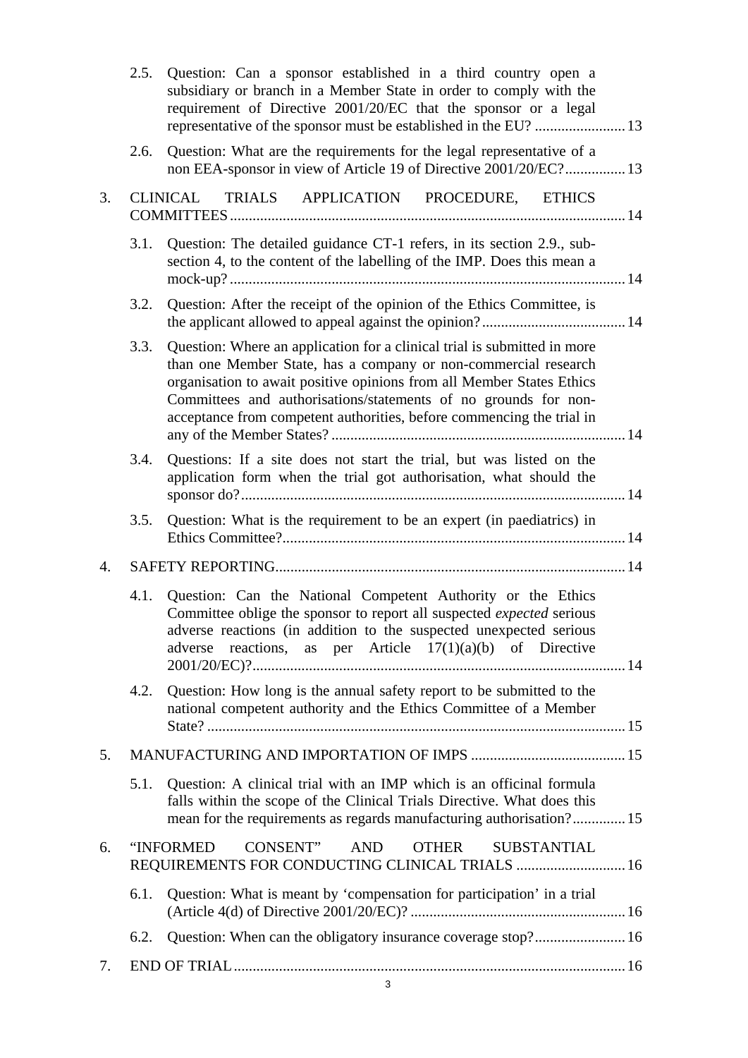2.5. Question: Can a sponsor established in a third country open a subsidiary or branch in a Member State in order to comply with the requirement of Directive 2001/20/EC that the sponsor or a legal representative of the sponsor must be established in the EU? ........................ 13

2.6. Question: What are the requirements for the legal representative of a non EEA-sponsor in view of Article 19 of Directive 2001/20/EC?................ 13

3. CLINICAL TRIALS APPLICATION PROCEDURE, ETHICS COMMITTEES........................................................................................................ 14

3.1. Question: The detailed guidance CT-1 refers, in its section 2.9., sub-section 4, to the content of the labelling of the IMP. Does this mean a mock-up?......................................................................................................... 14

3.2. Question: After the receipt of the opinion of the Ethics Committee, is the applicant allowed to appeal against the opinion?...................................... 14

3.3. Question: Where an application for a clinical trial is submitted in more than one Member State, has a company or non-commercial research organisation to await positive opinions from all Member States Ethics Committees and authorisations/statements of no grounds for non-acceptance from competent authorities, before commencing the trial in any of the Member States? .............................................................................. 14

3.4. Questions: If a site does not start the trial, but was listed on the application form when the trial got authorisation, what should the sponsor do?...................................................................................................... 14

3.5. Question: What is the requirement to be an expert (in paediatrics) in Ethics Committee?........................................................................................... 14

4. SAFETY REPORTING............................................................................................ 14

4.1. Question: Can the National Competent Authority or the Ethics Committee oblige the sponsor to report all suspected *expected* serious adverse reactions (in addition to the suspected unexpected serious adverse reactions, as per Article 17(1)(a)(b) of Directive 2001/20/EC)?.................................................................................................... 14

4.2. Question: How long is the annual safety report to be submitted to the national competent authority and the Ethics Committee of a Member State? ............................................................................................................... 15

5. MANUFACTURING AND IMPORTATION OF IMPS ......................................... 15

5.1. Question: A clinical trial with an IMP which is an officinal formula falls within the scope of the Clinical Trials Directive. What does this mean for the requirements as regards manufacturing authorisation?.............. 15

6. "INFORMED CONSENT" AND OTHER SUBSTANTIAL REQUIREMENTS FOR CONDUCTING CLINICAL TRIALS ............................. 16

6.1. Question: What is meant by 'compensation for participation' in a trial (Article 4(d) of Directive 2001/20/EC)? ......................................................... 16

6.2. Question: When can the obligatory insurance coverage stop?........................ 16

7. END OF TRIAL....................................................................................................... 16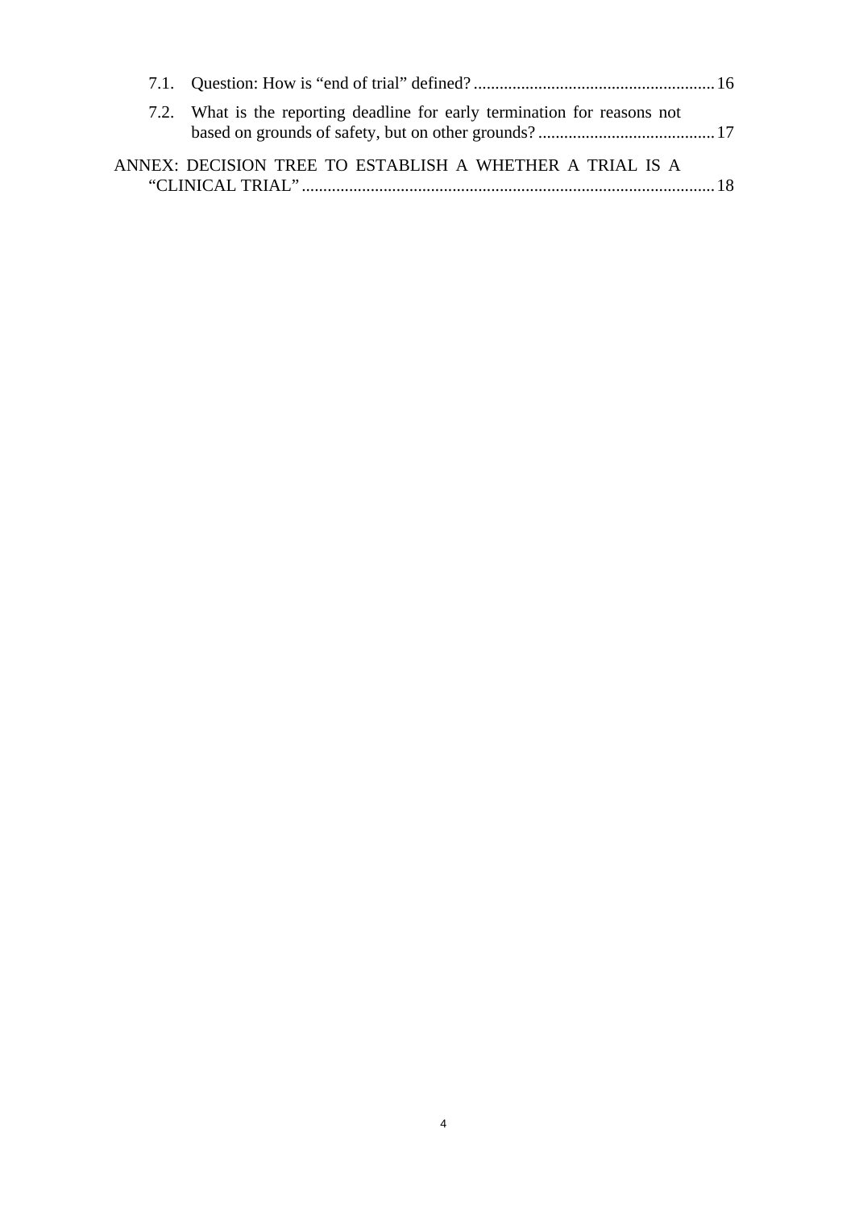7.1. Question: How is “end of trial” defined? ........................................................ 16

7.2. What is the reporting deadline for early termination for reasons not based on grounds of safety, but on other grounds? ......................................... 17

ANNEX: DECISION TREE TO ESTABLISH A WHETHER A TRIAL IS A “CLINICAL TRIAL” ................................................................................................ 18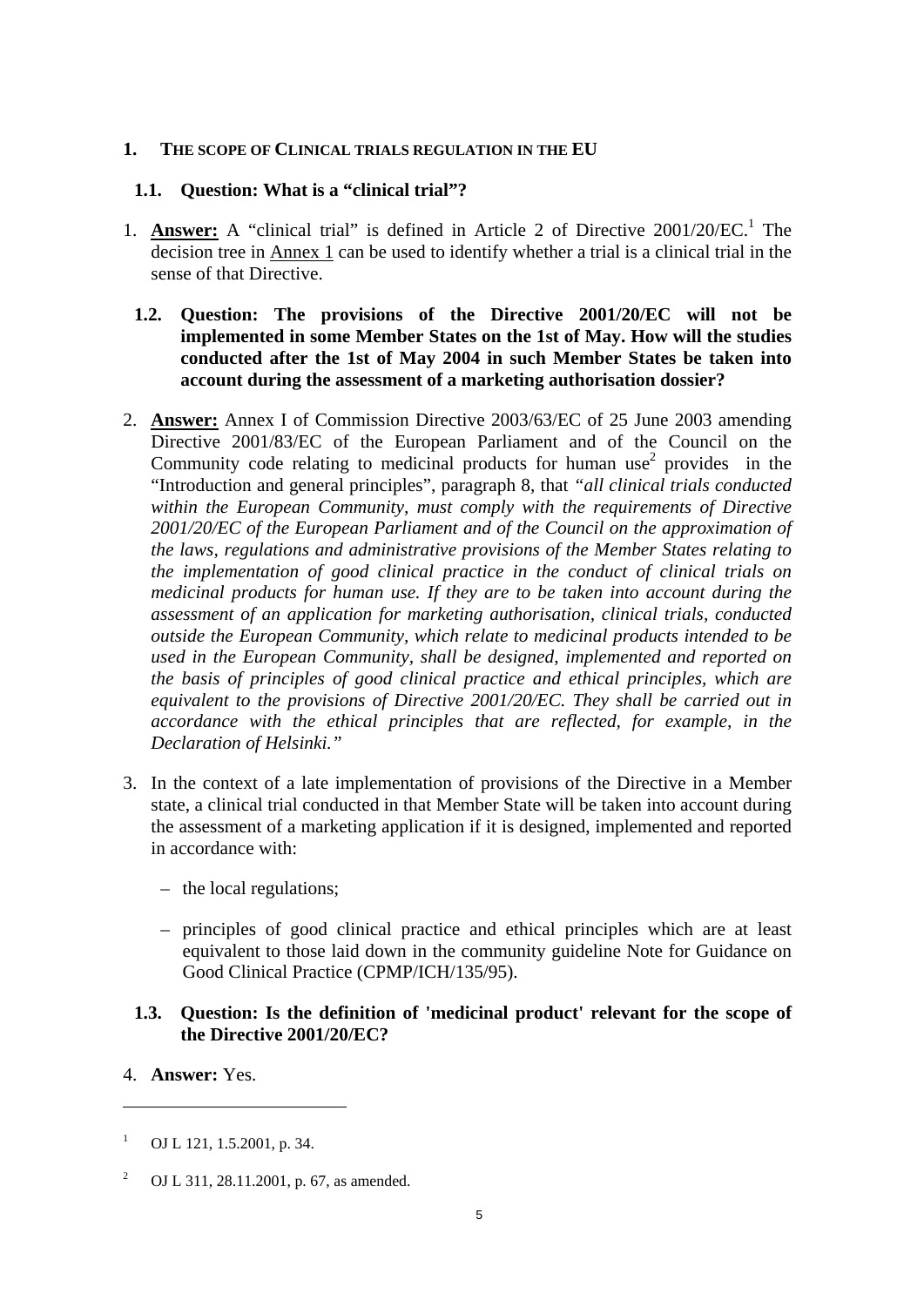## 1. THE SCOPE OF CLINICAL TRIALS REGULATION IN THE EU

### 1.1. Question: What is a "clinical trial"?

1. **Answer:** A "clinical trial" is defined in Article 2 of Directive 2001/20/EC.[1] The decision tree in Annex 1 can be used to identify whether a trial is a clinical trial in the sense of that Directive.

### 1.2. Question: The provisions of the Directive 2001/20/EC will not be implemented in some Member States on the 1st of May. How will the studies conducted after the 1st of May 2004 in such Member States be taken into account during the assessment of a marketing authorisation dossier?

2. **Answer:** Annex I of Commission Directive 2003/63/EC of 25 June 2003 amending Directive 2001/83/EC of the European Parliament and of the Council on the Community code relating to medicinal products for human use[2] provides in the "Introduction and general principles", paragraph 8, that *"all clinical trials conducted within the European Community, must comply with the requirements of Directive 2001/20/EC of the European Parliament and of the Council on the approximation of the laws, regulations and administrative provisions of the Member States relating to the implementation of good clinical practice in the conduct of clinical trials on medicinal products for human use. If they are to be taken into account during the assessment of an application for marketing authorisation, clinical trials, conducted outside the European Community, which relate to medicinal products intended to be used in the European Community, shall be designed, implemented and reported on the basis of principles of good clinical practice and ethical principles, which are equivalent to the provisions of Directive 2001/20/EC. They shall be carried out in accordance with the ethical principles that are reflected, for example, in the Declaration of Helsinki."*

3. In the context of a late implementation of provisions of the Directive in a Member state, a clinical trial conducted in that Member State will be taken into account during the assessment of a marketing application if it is designed, implemented and reported in accordance with:

   - the local regulations;
   - principles of good clinical practice and ethical principles which are at least equivalent to those laid down in the community guideline Note for Guidance on Good Clinical Practice (CPMP/ICH/135/95).

### 1.3. Question: Is the definition of 'medicinal product' relevant for the scope of the Directive 2001/20/EC?

4. **Answer:** Yes.

---

[1] OJ L 121, 1.5.2001, p. 34.

[2] OJ L 311, 28.11.2001, p. 67, as amended.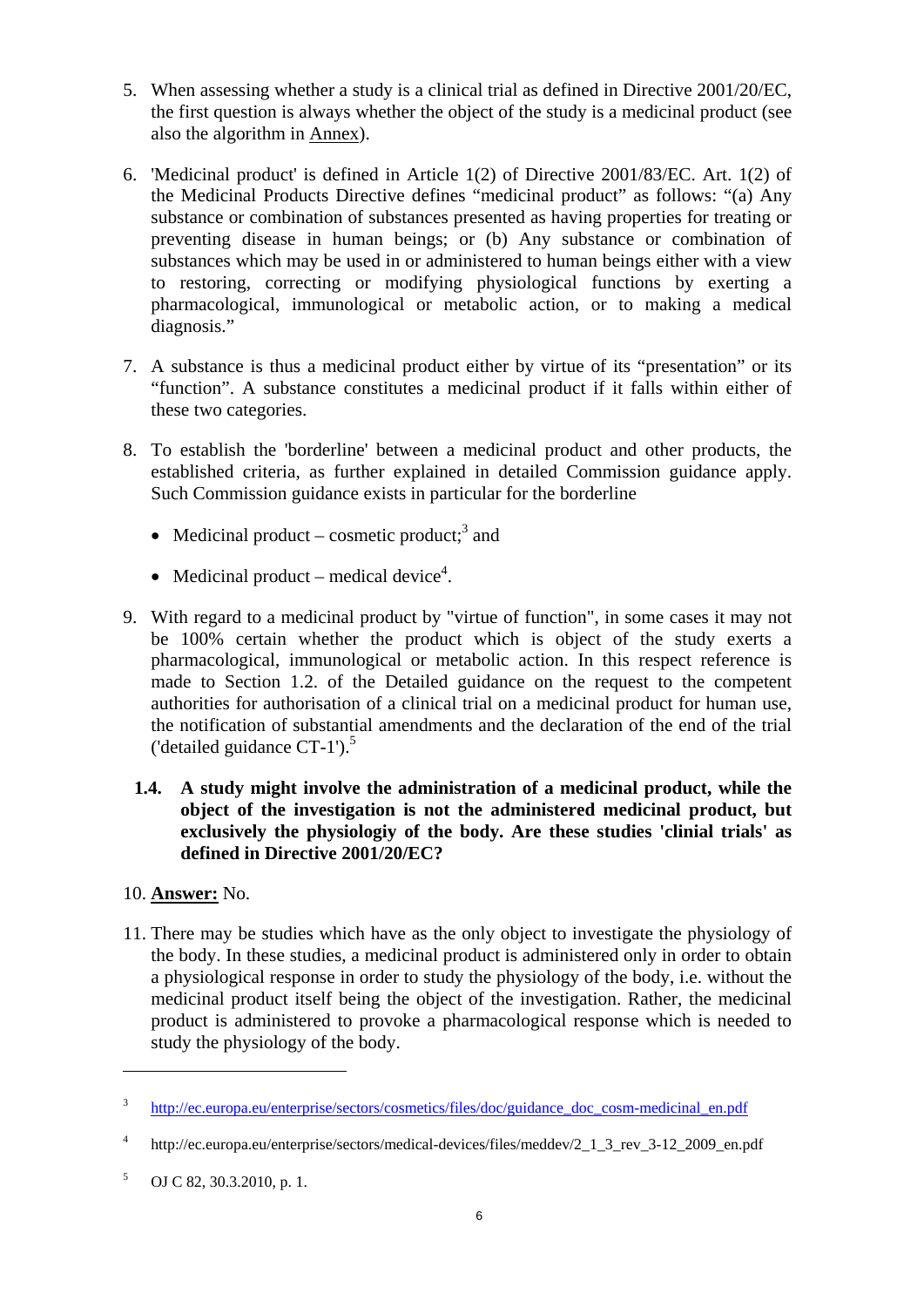5. When assessing whether a study is a clinical trial as defined in Directive 2001/20/EC, the first question is always whether the object of the study is a medicinal product (see also the algorithm in Annex).

6. 'Medicinal product' is defined in Article 1(2) of Directive 2001/83/EC. Art. 1(2) of the Medicinal Products Directive defines "medicinal product" as follows: "(a) Any substance or combination of substances presented as having properties for treating or preventing disease in human beings; or (b) Any substance or combination of substances which may be used in or administered to human beings either with a view to restoring, correcting or modifying physiological functions by exerting a pharmacological, immunological or metabolic action, or to making a medical diagnosis."

7. A substance is thus a medicinal product either by virtue of its "presentation" or its "function". A substance constitutes a medicinal product if it falls within either of these two categories.

8. To establish the 'borderline' between a medicinal product and other products, the established criteria, as further explained in detailed Commission guidance apply. Such Commission guidance exists in particular for the borderline

   - Medicinal product – cosmetic product;[3] and
   - Medicinal product – medical device[4].

9. With regard to a medicinal product by "virtue of function", in some cases it may not be 100% certain whether the product which is object of the study exerts a pharmacological, immunological or metabolic action. In this respect reference is made to Section 1.2. of the Detailed guidance on the request to the competent authorities for authorisation of a clinical trial on a medicinal product for human use, the notification of substantial amendments and the declaration of the end of the trial ('detailed guidance CT-1').[5]

### 1.4. A study might involve the administration of a medicinal product, while the object of the investigation is not the administered medicinal product, but exclusively the physiologiy of the body. Are these studies 'clinial trials' as defined in Directive 2001/20/EC?

10. **Answer:** No.

11. There may be studies which have as the only object to investigate the physiology of the body. In these studies, a medicinal product is administered only in order to obtain a physiological response in order to study the physiology of the body, i.e. without the medicinal product itself being the object of the investigation. Rather, the medicinal product is administered to provoke a pharmacological response which is needed to study the physiology of the body.

---

[3] http://ec.europa.eu/enterprise/sectors/cosmetics/files/doc/guidance_doc_cosm-medicinal_en.pdf

[4] http://ec.europa.eu/enterprise/sectors/medical-devices/files/meddev/2_1_3_rev_3-12_2009_en.pdf

[5] OJ C 82, 30.3.2010, p. 1.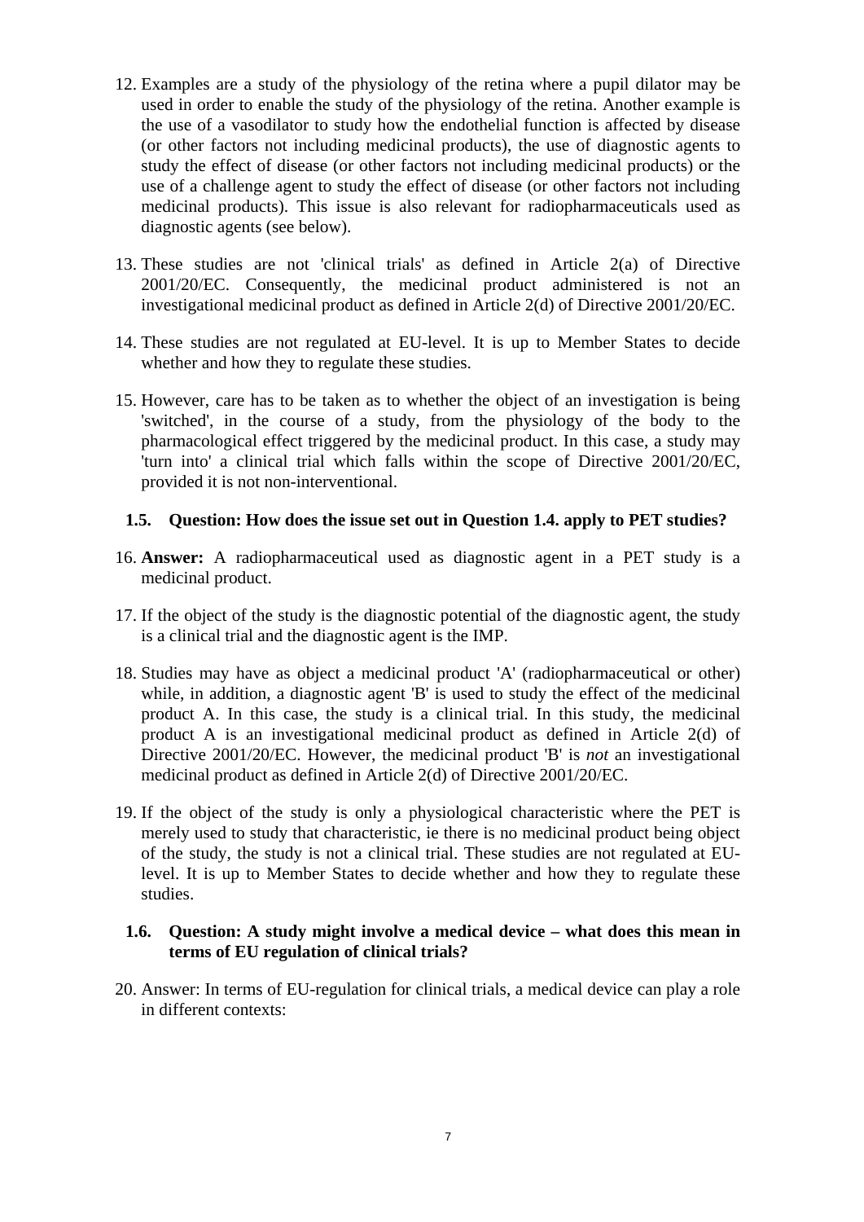12. Examples are a study of the physiology of the retina where a pupil dilator may be used in order to enable the study of the physiology of the retina. Another example is the use of a vasodilator to study how the endothelial function is affected by disease (or other factors not including medicinal products), the use of diagnostic agents to study the effect of disease (or other factors not including medicinal products) or the use of a challenge agent to study the effect of disease (or other factors not including medicinal products). This issue is also relevant for radiopharmaceuticals used as diagnostic agents (see below).

13. These studies are not 'clinical trials' as defined in Article 2(a) of Directive 2001/20/EC. Consequently, the medicinal product administered is not an investigational medicinal product as defined in Article 2(d) of Directive 2001/20/EC.

14. These studies are not regulated at EU-level. It is up to Member States to decide whether and how they to regulate these studies.

15. However, care has to be taken as to whether the object of an investigation is being 'switched', in the course of a study, from the physiology of the body to the pharmacological effect triggered by the medicinal product. In this case, a study may 'turn into' a clinical trial which falls within the scope of Directive 2001/20/EC, provided it is not non-interventional.

### 1.5. Question: How does the issue set out in Question 1.4. apply to PET studies?

16. **Answer:** A radiopharmaceutical used as diagnostic agent in a PET study is a medicinal product.

17. If the object of the study is the diagnostic potential of the diagnostic agent, the study is a clinical trial and the diagnostic agent is the IMP.

18. Studies may have as object a medicinal product 'A' (radiopharmaceutical or other) while, in addition, a diagnostic agent 'B' is used to study the effect of the medicinal product A. In this case, the study is a clinical trial. In this study, the medicinal product A is an investigational medicinal product as defined in Article 2(d) of Directive 2001/20/EC. However, the medicinal product 'B' is *not* an investigational medicinal product as defined in Article 2(d) of Directive 2001/20/EC.

19. If the object of the study is only a physiological characteristic where the PET is merely used to study that characteristic, ie there is no medicinal product being object of the study, the study is not a clinical trial. These studies are not regulated at EU-level. It is up to Member States to decide whether and how they to regulate these studies.

### 1.6. Question: A study might involve a medical device – what does this mean in terms of EU regulation of clinical trials?

20. Answer: In terms of EU-regulation for clinical trials, a medical device can play a role in different contexts: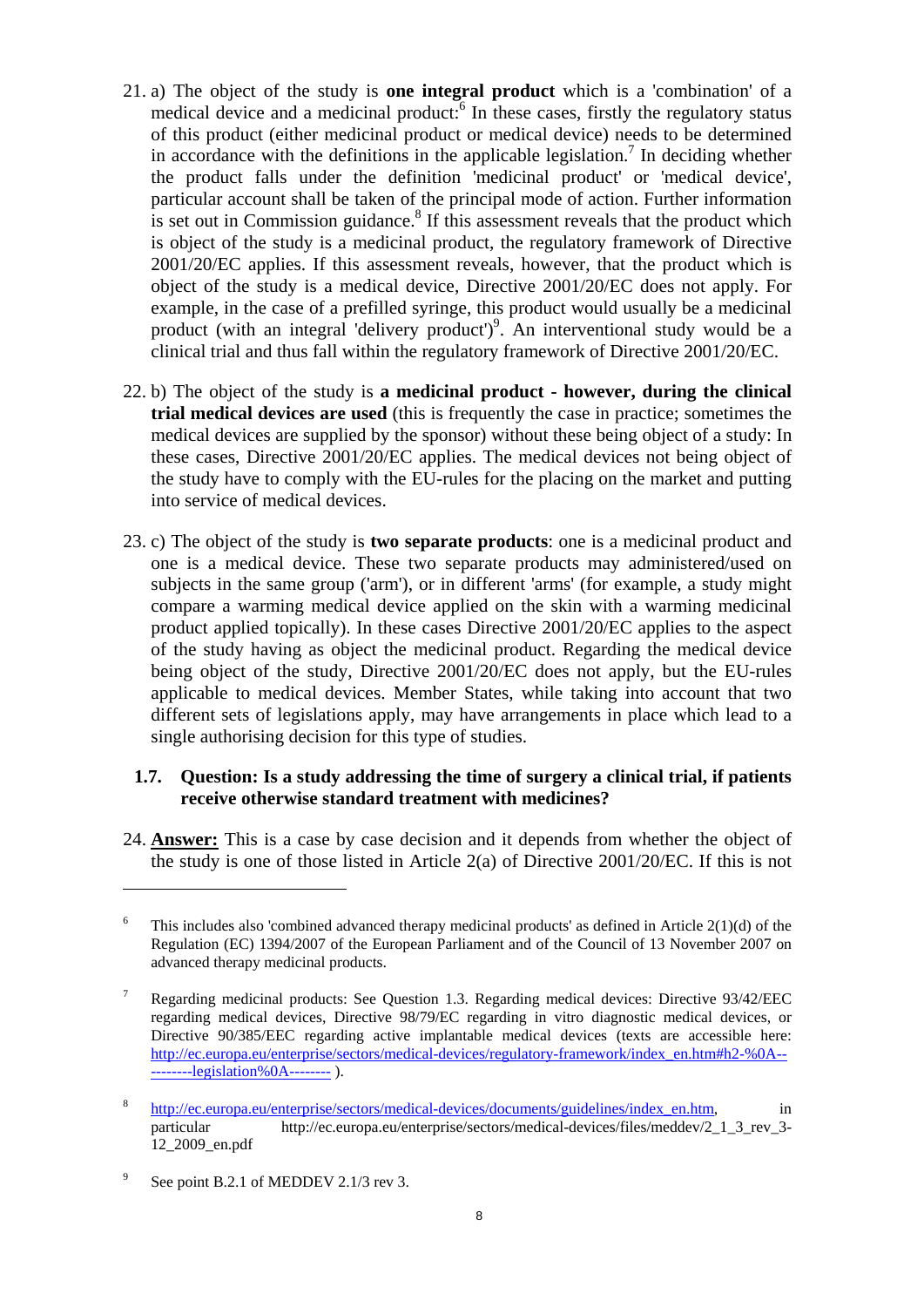21. a) The object of the study is **one integral product** which is a 'combination' of a medical device and a medicinal product:[6] In these cases, firstly the regulatory status of this product (either medicinal product or medical device) needs to be determined in accordance with the definitions in the applicable legislation.[7] In deciding whether the product falls under the definition 'medicinal product' or 'medical device', particular account shall be taken of the principal mode of action. Further information is set out in Commission guidance.[8] If this assessment reveals that the product which is object of the study is a medicinal product, the regulatory framework of Directive 2001/20/EC applies. If this assessment reveals, however, that the product which is object of the study is a medical device, Directive 2001/20/EC does not apply. For example, in the case of a prefilled syringe, this product would usually be a medicinal product (with an integral 'delivery product')[9]. An interventional study would be a clinical trial and thus fall within the regulatory framework of Directive 2001/20/EC.

22. b) The object of the study is **a medicinal product - however, during the clinical trial medical devices are used** (this is frequently the case in practice; sometimes the medical devices are supplied by the sponsor) without these being object of a study: In these cases, Directive 2001/20/EC applies. The medical devices not being object of the study have to comply with the EU-rules for the placing on the market and putting into service of medical devices.

23. c) The object of the study is **two separate products**: one is a medicinal product and one is a medical device. These two separate products may administered/used on subjects in the same group ('arm'), or in different 'arms' (for example, a study might compare a warming medical device applied on the skin with a warming medicinal product applied topically). In these cases Directive 2001/20/EC applies to the aspect of the study having as object the medicinal product. Regarding the medical device being object of the study, Directive 2001/20/EC does not apply, but the EU-rules applicable to medical devices. Member States, while taking into account that two different sets of legislations apply, may have arrangements in place which lead to a single authorising decision for this type of studies.

### 1.7. Question: Is a study addressing the time of surgery a clinical trial, if patients receive otherwise standard treatment with medicines?

24. **Answer:** This is a case by case decision and it depends from whether the object of the study is one of those listed in Article 2(a) of Directive 2001/20/EC. If this is not

---

[6] This includes also 'combined advanced therapy medicinal products' as defined in Article 2(1)(d) of the Regulation (EC) 1394/2007 of the European Parliament and of the Council of 13 November 2007 on advanced therapy medicinal products.

[7] Regarding medicinal products: See Question 1.3. Regarding medical devices: Directive 93/42/EEC regarding medical devices, Directive 98/79/EC regarding in vitro diagnostic medical devices, or Directive 90/385/EEC regarding active implantable medical devices (texts are accessible here: http://ec.europa.eu/enterprise/sectors/medical-devices/regulatory-framework/index_en.htm#h2-%0A----------legislation%0A-------- ).

[8] http://ec.europa.eu/enterprise/sectors/medical-devices/documents/guidelines/index_en.htm, in particular http://ec.europa.eu/enterprise/sectors/medical-devices/files/meddev/2_1_3_rev_3-12_2009_en.pdf

[9] See point B.2.1 of MEDDEV 2.1/3 rev 3.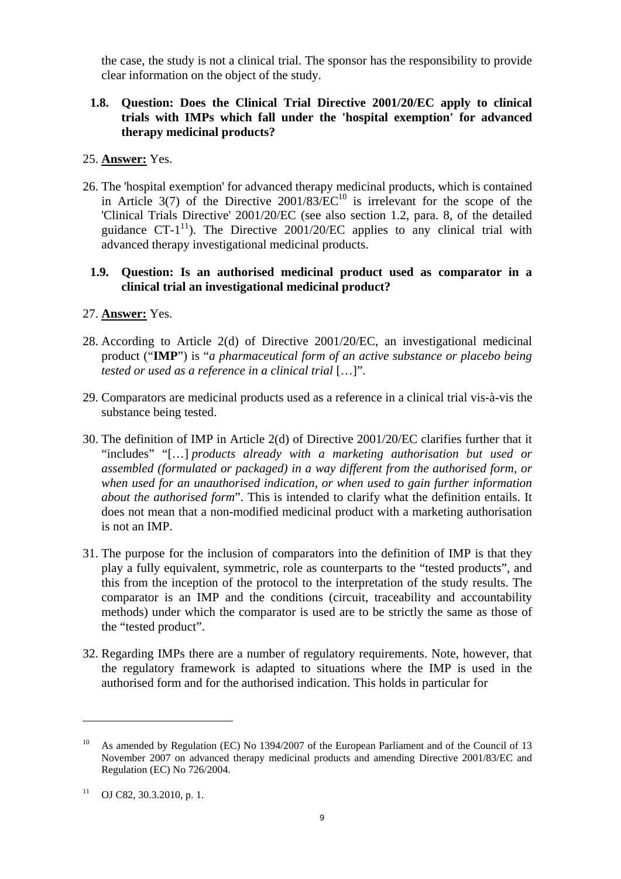the case, the study is not a clinical trial. The sponsor has the responsibility to provide clear information on the object of the study.

### 1.8. Question: Does the Clinical Trial Directive 2001/20/EC apply to clinical trials with IMPs which fall under the 'hospital exemption' for advanced therapy medicinal products?

25. **Answer:** Yes.

26. The 'hospital exemption' for advanced therapy medicinal products, which is contained in Article 3(7) of the Directive 2001/83/EC[10] is irrelevant for the scope of the 'Clinical Trials Directive' 2001/20/EC (see also section 1.2, para. 8, of the detailed guidance CT-1[11]). The Directive 2001/20/EC applies to any clinical trial with advanced therapy investigational medicinal products.

### 1.9. Question: Is an authorised medicinal product used as comparator in a clinical trial an investigational medicinal product?

27. **Answer:** Yes.

28. According to Article 2(d) of Directive 2001/20/EC, an investigational medicinal product ("**IMP**") is "*a pharmaceutical form of an active substance or placebo being tested or used as a reference in a clinical trial* […]".

29. Comparators are medicinal products used as a reference in a clinical trial vis-à-vis the substance being tested.

30. The definition of IMP in Article 2(d) of Directive 2001/20/EC clarifies further that it "includes" "[…] *products already with a marketing authorisation but used or assembled (formulated or packaged) in a way different from the authorised form, or when used for an unauthorised indication, or when used to gain further information about the authorised form*". This is intended to clarify what the definition entails. It does not mean that a non-modified medicinal product with a marketing authorisation is not an IMP.

31. The purpose for the inclusion of comparators into the definition of IMP is that they play a fully equivalent, symmetric, role as counterparts to the "tested products", and this from the inception of the protocol to the interpretation of the study results. The comparator is an IMP and the conditions (circuit, traceability and accountability methods) under which the comparator is used are to be strictly the same as those of the "tested product".

32. Regarding IMPs there are a number of regulatory requirements. Note, however, that the regulatory framework is adapted to situations where the IMP is used in the authorised form and for the authorised indication. This holds in particular for

---

[10] As amended by Regulation (EC) No 1394/2007 of the European Parliament and of the Council of 13 November 2007 on advanced therapy medicinal products and amending Directive 2001/83/EC and Regulation (EC) No 726/2004.

[11] OJ C82, 30.3.2010, p. 1.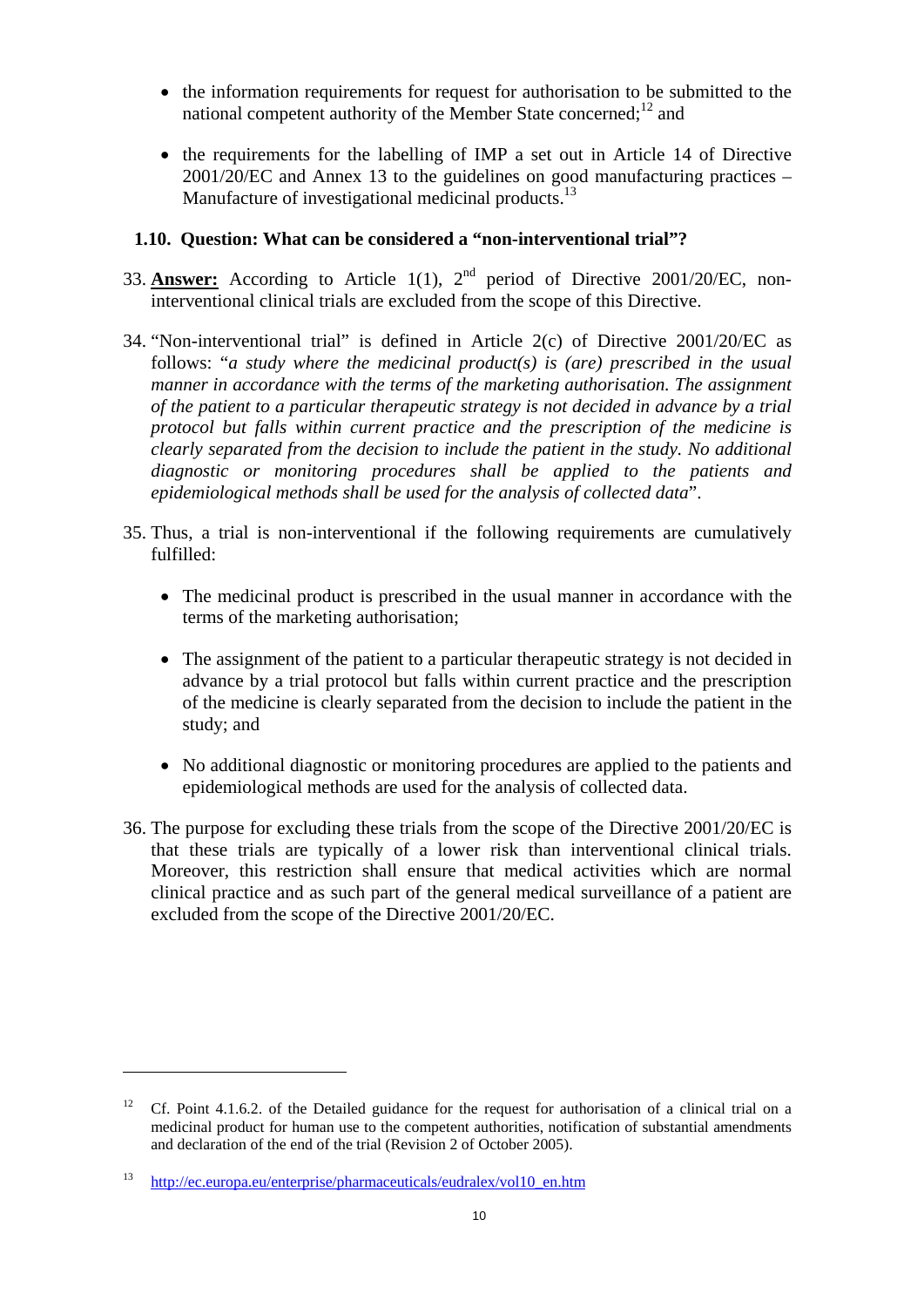- the information requirements for request for authorisation to be submitted to the national competent authority of the Member State concerned;[12] and

- the requirements for the labelling of IMP a set out in Article 14 of Directive 2001/20/EC and Annex 13 to the guidelines on good manufacturing practices – Manufacture of investigational medicinal products.[13]

### 1.10. Question: What can be considered a "non-interventional trial"?

33. **Answer:** According to Article 1(1), 2nd period of Directive 2001/20/EC, non-interventional clinical trials are excluded from the scope of this Directive.

34. "Non-interventional trial" is defined in Article 2(c) of Directive 2001/20/EC as follows: "*a study where the medicinal product(s) is (are) prescribed in the usual manner in accordance with the terms of the marketing authorisation. The assignment of the patient to a particular therapeutic strategy is not decided in advance by a trial protocol but falls within current practice and the prescription of the medicine is clearly separated from the decision to include the patient in the study. No additional diagnostic or monitoring procedures shall be applied to the patients and epidemiological methods shall be used for the analysis of collected data*".

35. Thus, a trial is non-interventional if the following requirements are cumulatively fulfilled:

    - The medicinal product is prescribed in the usual manner in accordance with the terms of the marketing authorisation;

    - The assignment of the patient to a particular therapeutic strategy is not decided in advance by a trial protocol but falls within current practice and the prescription of the medicine is clearly separated from the decision to include the patient in the study; and

    - No additional diagnostic or monitoring procedures are applied to the patients and epidemiological methods are used for the analysis of collected data.

36. The purpose for excluding these trials from the scope of the Directive 2001/20/EC is that these trials are typically of a lower risk than interventional clinical trials. Moreover, this restriction shall ensure that medical activities which are normal clinical practice and as such part of the general medical surveillance of a patient are excluded from the scope of the Directive 2001/20/EC.

---

[12] Cf. Point 4.1.6.2. of the Detailed guidance for the request for authorisation of a clinical trial on a medicinal product for human use to the competent authorities, notification of substantial amendments and declaration of the end of the trial (Revision 2 of October 2005).

[13] http://ec.europa.eu/enterprise/pharmaceuticals/eudralex/vol10_en.htm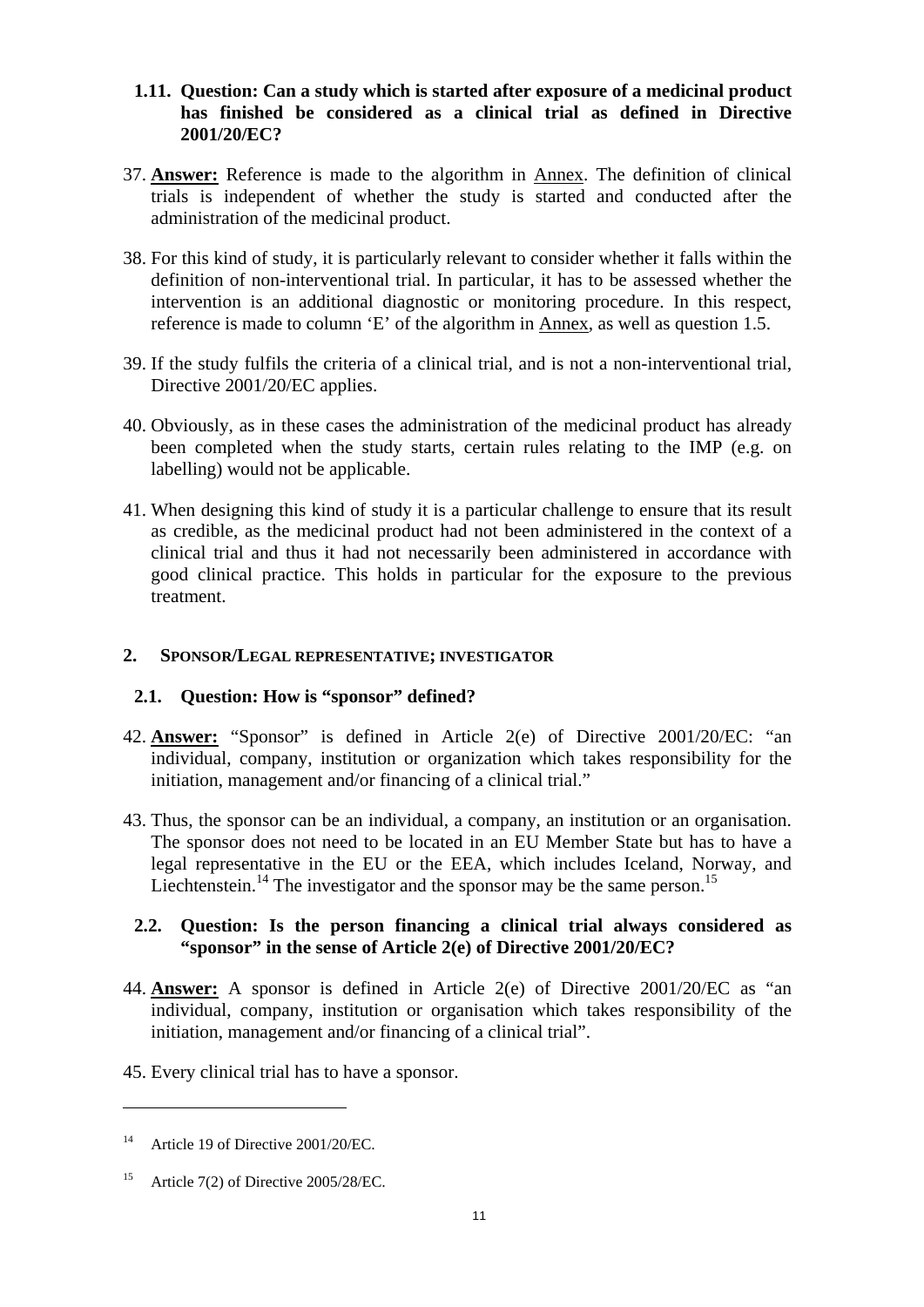### 1.11. Question: Can a study which is started after exposure of a medicinal product has finished be considered as a clinical trial as defined in Directive 2001/20/EC?

37. **Answer:** Reference is made to the algorithm in Annex. The definition of clinical trials is independent of whether the study is started and conducted after the administration of the medicinal product.

38. For this kind of study, it is particularly relevant to consider whether it falls within the definition of non-interventional trial. In particular, it has to be assessed whether the intervention is an additional diagnostic or monitoring procedure. In this respect, reference is made to column 'E' of the algorithm in Annex, as well as question 1.5.

39. If the study fulfils the criteria of a clinical trial, and is not a non-interventional trial, Directive 2001/20/EC applies.

40. Obviously, as in these cases the administration of the medicinal product has already been completed when the study starts, certain rules relating to the IMP (e.g. on labelling) would not be applicable.

41. When designing this kind of study it is a particular challenge to ensure that its result as credible, as the medicinal product had not been administered in the context of a clinical trial and thus it had not necessarily been administered in accordance with good clinical practice. This holds in particular for the exposure to the previous treatment.

## 2. Sponsor/Legal representative; investigator

### 2.1. Question: How is "sponsor" defined?

42. **Answer:** "Sponsor" is defined in Article 2(e) of Directive 2001/20/EC: "an individual, company, institution or organization which takes responsibility for the initiation, management and/or financing of a clinical trial."

43. Thus, the sponsor can be an individual, a company, an institution or an organisation. The sponsor does not need to be located in an EU Member State but has to have a legal representative in the EU or the EEA, which includes Iceland, Norway, and Liechtenstein.[14] The investigator and the sponsor may be the same person.[15]

### 2.2. Question: Is the person financing a clinical trial always considered as "sponsor" in the sense of Article 2(e) of Directive 2001/20/EC?

44. **Answer:** A sponsor is defined in Article 2(e) of Directive 2001/20/EC as "an individual, company, institution or organisation which takes responsibility of the initiation, management and/or financing of a clinical trial".

45. Every clinical trial has to have a sponsor.

---

[14] Article 19 of Directive 2001/20/EC.

[15] Article 7(2) of Directive 2005/28/EC.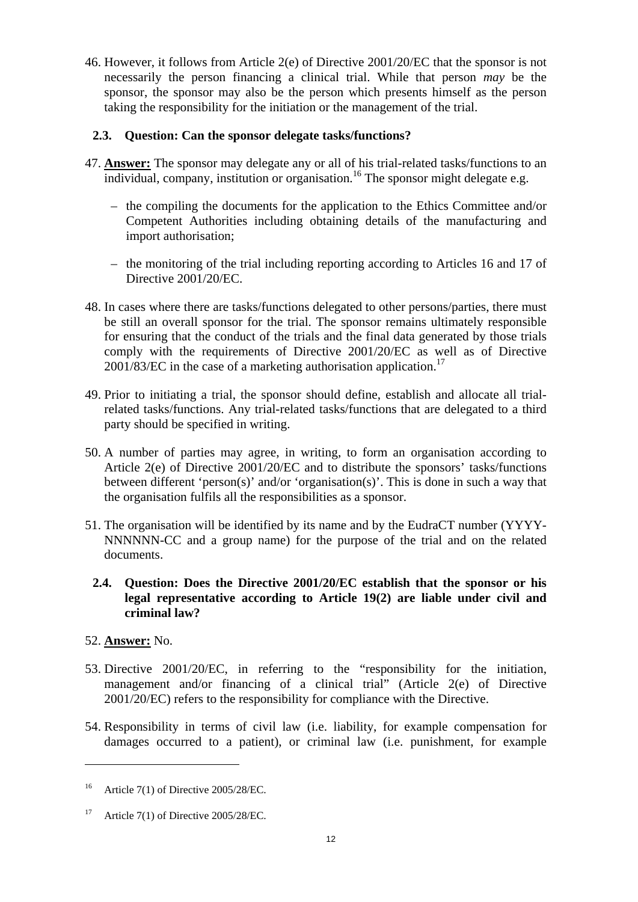46. However, it follows from Article 2(e) of Directive 2001/20/EC that the sponsor is not necessarily the person financing a clinical trial. While that person *may* be the sponsor, the sponsor may also be the person which presents himself as the person taking the responsibility for the initiation or the management of the trial.

### 2.3. Question: Can the sponsor delegate tasks/functions?

47. **Answer:** The sponsor may delegate any or all of his trial-related tasks/functions to an individual, company, institution or organisation.[16] The sponsor might delegate e.g.

    – the compiling the documents for the application to the Ethics Committee and/or Competent Authorities including obtaining details of the manufacturing and import authorisation;

    – the monitoring of the trial including reporting according to Articles 16 and 17 of Directive 2001/20/EC.

48. In cases where there are tasks/functions delegated to other persons/parties, there must be still an overall sponsor for the trial. The sponsor remains ultimately responsible for ensuring that the conduct of the trials and the final data generated by those trials comply with the requirements of Directive 2001/20/EC as well as of Directive 2001/83/EC in the case of a marketing authorisation application.[17]

49. Prior to initiating a trial, the sponsor should define, establish and allocate all trial-related tasks/functions. Any trial-related tasks/functions that are delegated to a third party should be specified in writing.

50. A number of parties may agree, in writing, to form an organisation according to Article 2(e) of Directive 2001/20/EC and to distribute the sponsors' tasks/functions between different 'person(s)' and/or 'organisation(s)'. This is done in such a way that the organisation fulfils all the responsibilities as a sponsor.

51. The organisation will be identified by its name and by the EudraCT number (YYYY-NNNNNN-CC and a group name) for the purpose of the trial and on the related documents.

### 2.4. Question: Does the Directive 2001/20/EC establish that the sponsor or his legal representative according to Article 19(2) are liable under civil and criminal law?

52. **Answer:** No.

53. Directive 2001/20/EC, in referring to the "responsibility for the initiation, management and/or financing of a clinical trial" (Article 2(e) of Directive 2001/20/EC) refers to the responsibility for compliance with the Directive.

54. Responsibility in terms of civil law (i.e. liability, for example compensation for damages occurred to a patient), or criminal law (i.e. punishment, for example

---

[16] Article 7(1) of Directive 2005/28/EC.

[17] Article 7(1) of Directive 2005/28/EC.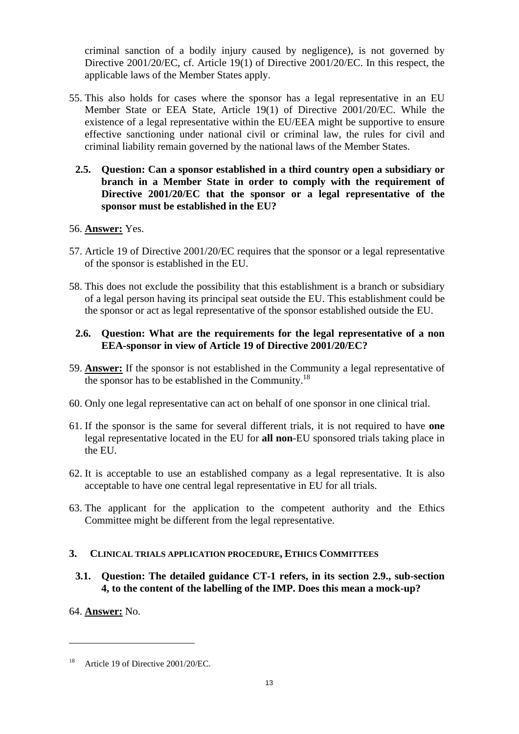criminal sanction of a bodily injury caused by negligence), is not governed by Directive 2001/20/EC, cf. Article 19(1) of Directive 2001/20/EC. In this respect, the applicable laws of the Member States apply.

55. This also holds for cases where the sponsor has a legal representative in an EU Member State or EEA State, Article 19(1) of Directive 2001/20/EC. While the existence of a legal representative within the EU/EEA might be supportive to ensure effective sanctioning under national civil or criminal law, the rules for civil and criminal liability remain governed by the national laws of the Member States.

### 2.5. Question: Can a sponsor established in a third country open a subsidiary or branch in a Member State in order to comply with the requirement of Directive 2001/20/EC that the sponsor or a legal representative of the sponsor must be established in the EU?

56. **Answer:** Yes.

57. Article 19 of Directive 2001/20/EC requires that the sponsor or a legal representative of the sponsor is established in the EU.

58. This does not exclude the possibility that this establishment is a branch or subsidiary of a legal person having its principal seat outside the EU. This establishment could be the sponsor or act as legal representative of the sponsor established outside the EU.

### 2.6. Question: What are the requirements for the legal representative of a non EEA-sponsor in view of Article 19 of Directive 2001/20/EC?

59. **Answer:** If the sponsor is not established in the Community a legal representative of the sponsor has to be established in the Community.[18]

60. Only one legal representative can act on behalf of one sponsor in one clinical trial.

61. If the sponsor is the same for several different trials, it is not required to have **one** legal representative located in the EU for **all non**-EU sponsored trials taking place in the EU.

62. It is acceptable to use an established company as a legal representative. It is also acceptable to have one central legal representative in EU for all trials.

63. The applicant for the application to the competent authority and the Ethics Committee might be different from the legal representative.

## 3. Clinical trials application procedure, Ethics Committees

### 3.1. Question: The detailed guidance CT-1 refers, in its section 2.9., sub-section 4, to the content of the labelling of the IMP. Does this mean a mock-up?

64. **Answer:** No.

---

[18] Article 19 of Directive 2001/20/EC.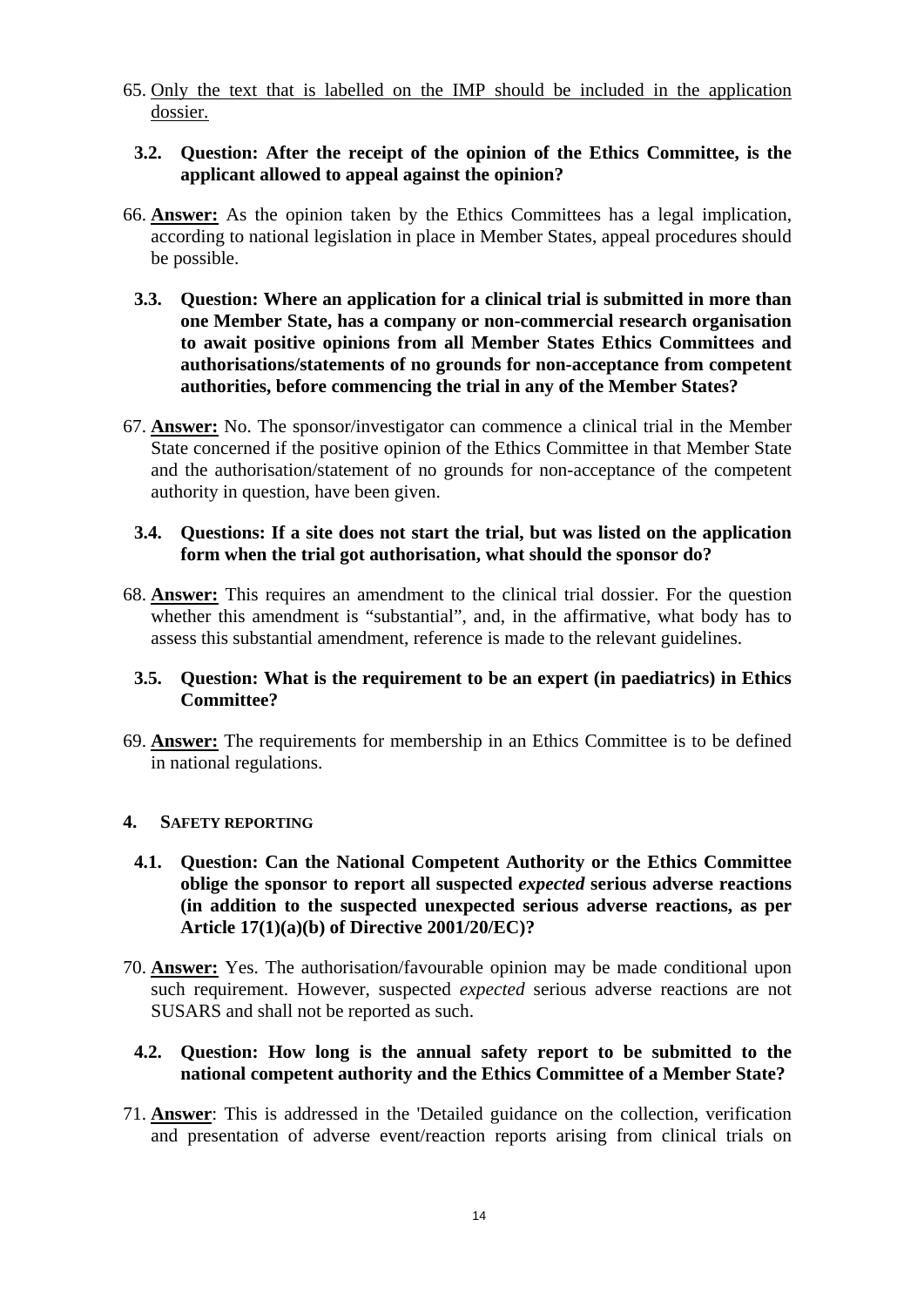65. <u>Only the text that is labelled on the IMP should be included in the application dossier.</u>

### 3.2. Question: After the receipt of the opinion of the Ethics Committee, is the applicant allowed to appeal against the opinion?

66. **<u>Answer:</u>** As the opinion taken by the Ethics Committees has a legal implication, according to national legislation in place in Member States, appeal procedures should be possible.

### 3.3. Question: Where an application for a clinical trial is submitted in more than one Member State, has a company or non-commercial research organisation to await positive opinions from all Member States Ethics Committees and authorisations/statements of no grounds for non-acceptance from competent authorities, before commencing the trial in any of the Member States?

67. **<u>Answer:</u>** No. The sponsor/investigator can commence a clinical trial in the Member State concerned if the positive opinion of the Ethics Committee in that Member State and the authorisation/statement of no grounds for non-acceptance of the competent authority in question, have been given.

### 3.4. Questions: If a site does not start the trial, but was listed on the application form when the trial got authorisation, what should the sponsor do?

68. **<u>Answer:</u>** This requires an amendment to the clinical trial dossier. For the question whether this amendment is "substantial", and, in the affirmative, what body has to assess this substantial amendment, reference is made to the relevant guidelines.

### 3.5. Question: What is the requirement to be an expert (in paediatrics) in Ethics Committee?

69. **<u>Answer:</u>** The requirements for membership in an Ethics Committee is to be defined in national regulations.

## 4. SAFETY REPORTING

### 4.1. Question: Can the National Competent Authority or the Ethics Committee oblige the sponsor to report all suspected *expected* serious adverse reactions (in addition to the suspected unexpected serious adverse reactions, as per Article 17(1)(a)(b) of Directive 2001/20/EC)?

70. **<u>Answer:</u>** Yes. The authorisation/favourable opinion may be made conditional upon such requirement. However, suspected *expected* serious adverse reactions are not SUSARS and shall not be reported as such.

### 4.2. Question: How long is the annual safety report to be submitted to the national competent authority and the Ethics Committee of a Member State?

71. **<u>Answer</u>**: This is addressed in the 'Detailed guidance on the collection, verification and presentation of adverse event/reaction reports arising from clinical trials on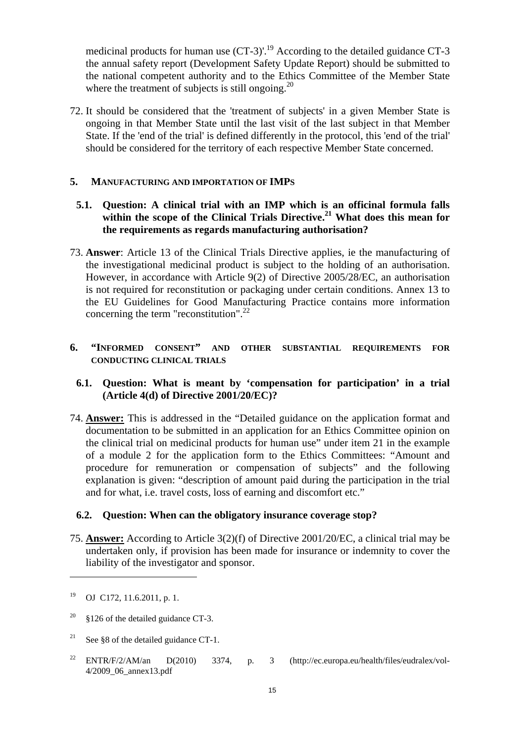medicinal products for human use (CT-3)'.[19] According to the detailed guidance CT-3 the annual safety report (Development Safety Update Report) should be submitted to the national competent authority and to the Ethics Committee of the Member State where the treatment of subjects is still ongoing.[20]

72. It should be considered that the 'treatment of subjects' in a given Member State is ongoing in that Member State until the last visit of the last subject in that Member State. If the 'end of the trial' is defined differently in the protocol, this 'end of the trial' should be considered for the territory of each respective Member State concerned.

## 5. MANUFACTURING AND IMPORTATION OF IMPS

### 5.1. Question: A clinical trial with an IMP which is an officinal formula falls within the scope of the Clinical Trials Directive.[21] What does this mean for the requirements as regards manufacturing authorisation?

73. **Answer**: Article 13 of the Clinical Trials Directive applies, ie the manufacturing of the investigational medicinal product is subject to the holding of an authorisation. However, in accordance with Article 9(2) of Directive 2005/28/EC, an authorisation is not required for reconstitution or packaging under certain conditions. Annex 13 to the EU Guidelines for Good Manufacturing Practice contains more information concerning the term "reconstitution".[22]

## 6. "INFORMED CONSENT" AND OTHER SUBSTANTIAL REQUIREMENTS FOR CONDUCTING CLINICAL TRIALS

### 6.1. Question: What is meant by 'compensation for participation' in a trial (Article 4(d) of Directive 2001/20/EC)?

74. **Answer:** This is addressed in the "Detailed guidance on the application format and documentation to be submitted in an application for an Ethics Committee opinion on the clinical trial on medicinal products for human use" under item 21 in the example of a module 2 for the application form to the Ethics Committees: "Amount and procedure for remuneration or compensation of subjects" and the following explanation is given: "description of amount paid during the participation in the trial and for what, i.e. travel costs, loss of earning and discomfort etc."

### 6.2. Question: When can the obligatory insurance coverage stop?

75. **Answer:** According to Article 3(2)(f) of Directive 2001/20/EC, a clinical trial may be undertaken only, if provision has been made for insurance or indemnity to cover the liability of the investigator and sponsor.

---

[19] OJ C172, 11.6.2011, p. 1.

[20] §126 of the detailed guidance CT-3.

[21] See §8 of the detailed guidance CT-1.

[22] ENTR/F/2/AM/an D(2010) 3374, p. 3 (http://ec.europa.eu/health/files/eudralex/vol-4/2009_06_annex13.pdf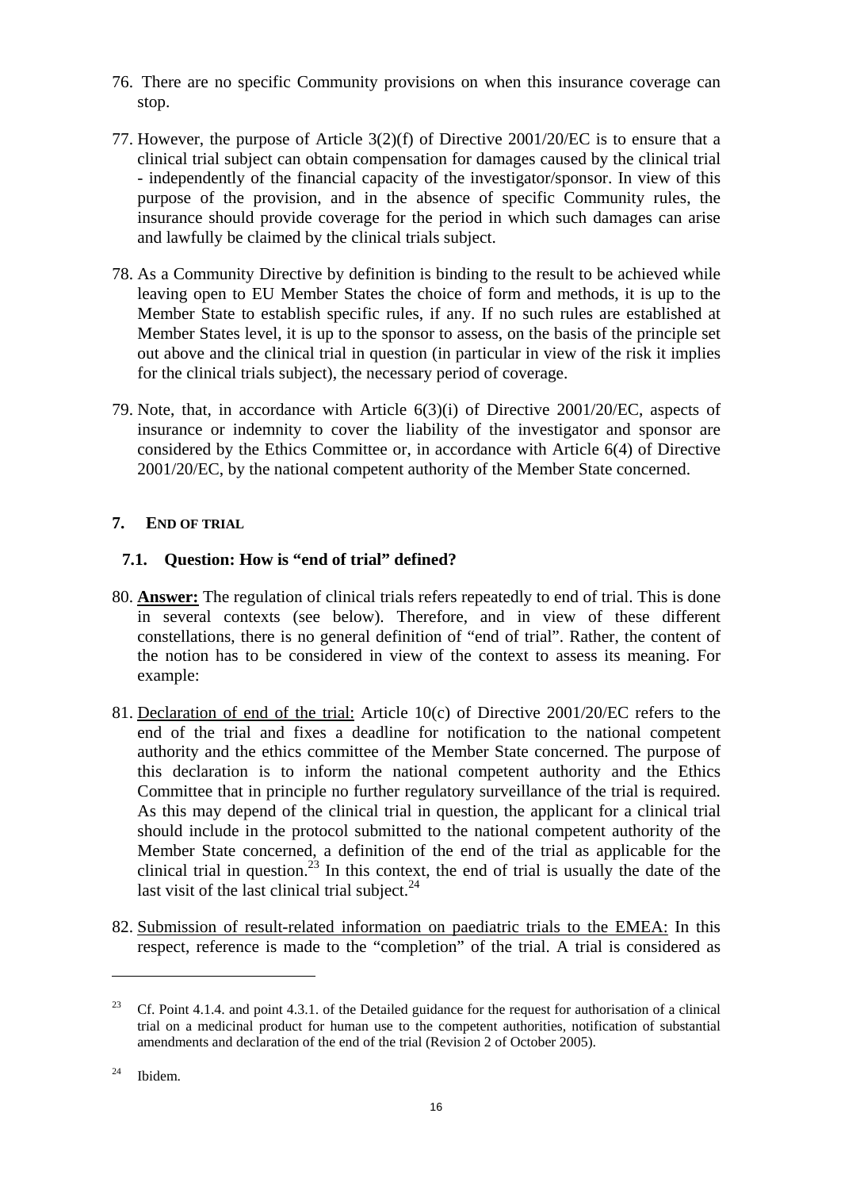76. There are no specific Community provisions on when this insurance coverage can stop.

77. However, the purpose of Article 3(2)(f) of Directive 2001/20/EC is to ensure that a clinical trial subject can obtain compensation for damages caused by the clinical trial - independently of the financial capacity of the investigator/sponsor. In view of this purpose of the provision, and in the absence of specific Community rules, the insurance should provide coverage for the period in which such damages can arise and lawfully be claimed by the clinical trials subject.

78. As a Community Directive by definition is binding to the result to be achieved while leaving open to EU Member States the choice of form and methods, it is up to the Member State to establish specific rules, if any. If no such rules are established at Member States level, it is up to the sponsor to assess, on the basis of the principle set out above and the clinical trial in question (in particular in view of the risk it implies for the clinical trials subject), the necessary period of coverage.

79. Note, that, in accordance with Article 6(3)(i) of Directive 2001/20/EC, aspects of insurance or indemnity to cover the liability of the investigator and sponsor are considered by the Ethics Committee or, in accordance with Article 6(4) of Directive 2001/20/EC, by the national competent authority of the Member State concerned.

## 7. END OF TRIAL

### 7.1. Question: How is "end of trial" defined?

80. **Answer:** The regulation of clinical trials refers repeatedly to end of trial. This is done in several contexts (see below). Therefore, and in view of these different constellations, there is no general definition of "end of trial". Rather, the content of the notion has to be considered in view of the context to assess its meaning. For example:

81. Declaration of end of the trial: Article 10(c) of Directive 2001/20/EC refers to the end of the trial and fixes a deadline for notification to the national competent authority and the ethics committee of the Member State concerned. The purpose of this declaration is to inform the national competent authority and the Ethics Committee that in principle no further regulatory surveillance of the trial is required. As this may depend of the clinical trial in question, the applicant for a clinical trial should include in the protocol submitted to the national competent authority of the Member State concerned, a definition of the end of the trial as applicable for the clinical trial in question.[23] In this context, the end of trial is usually the date of the last visit of the last clinical trial subject.[24]

82. Submission of result-related information on paediatric trials to the EMEA: In this respect, reference is made to the "completion" of the trial. A trial is considered as

---

[23] Cf. Point 4.1.4. and point 4.3.1. of the Detailed guidance for the request for authorisation of a clinical trial on a medicinal product for human use to the competent authorities, notification of substantial amendments and declaration of the end of the trial (Revision 2 of October 2005).

[24] Ibidem.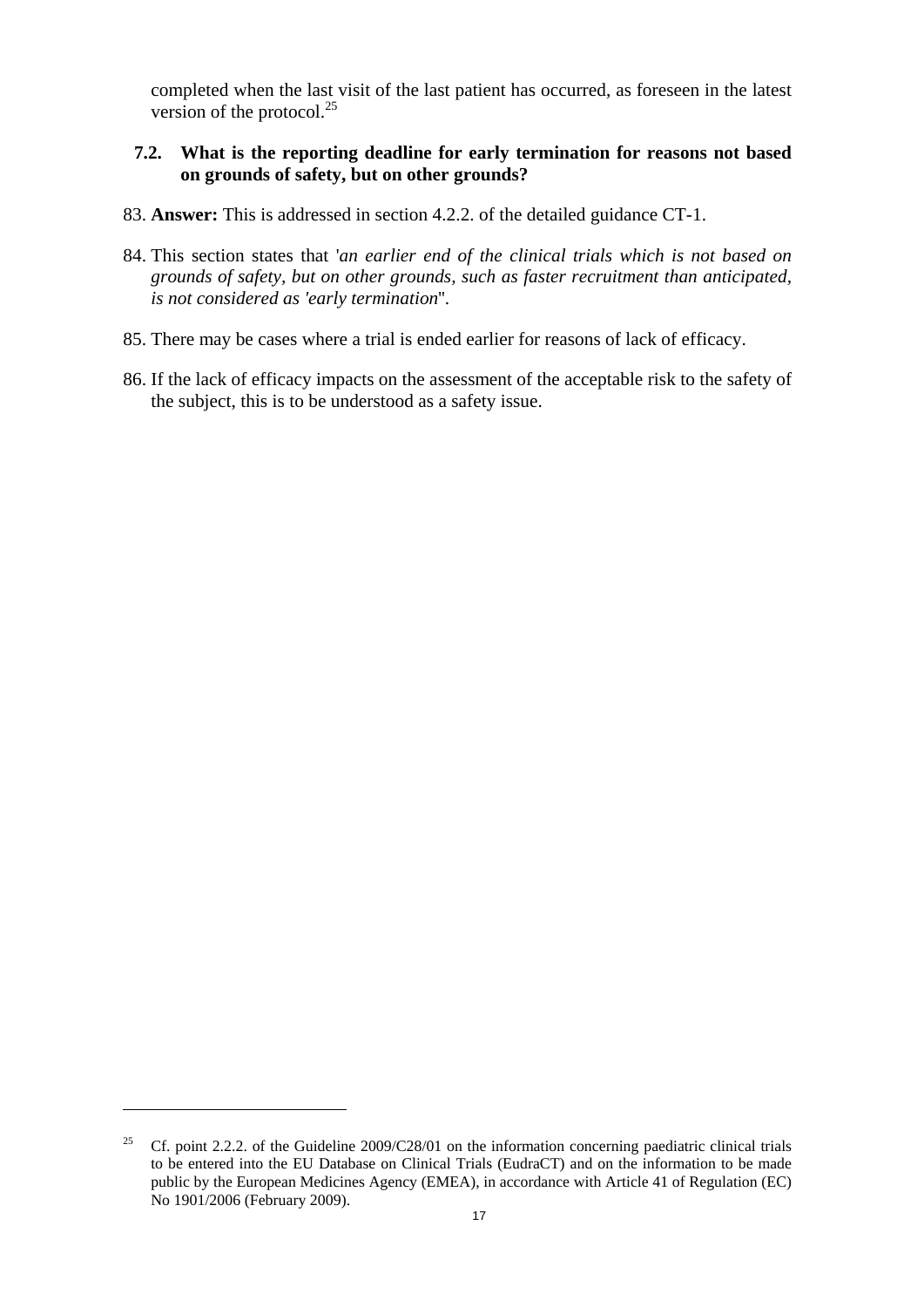completed when the last visit of the last patient has occurred, as foreseen in the latest version of the protocol.[25]

### 7.2. What is the reporting deadline for early termination for reasons not based on grounds of safety, but on other grounds?

83. **Answer:** This is addressed in section 4.2.2. of the detailed guidance CT-1.

84. This section states that '*an earlier end of the clinical trials which is not based on grounds of safety, but on other grounds, such as faster recruitment than anticipated, is not considered as 'early termination*''.

85. There may be cases where a trial is ended earlier for reasons of lack of efficacy.

86. If the lack of efficacy impacts on the assessment of the acceptable risk to the safety of the subject, this is to be understood as a safety issue.

---

[25] Cf. point 2.2.2. of the Guideline 2009/C28/01 on the information concerning paediatric clinical trials to be entered into the EU Database on Clinical Trials (EudraCT) and on the information to be made public by the European Medicines Agency (EMEA), in accordance with Article 41 of Regulation (EC) No 1901/2006 (February 2009).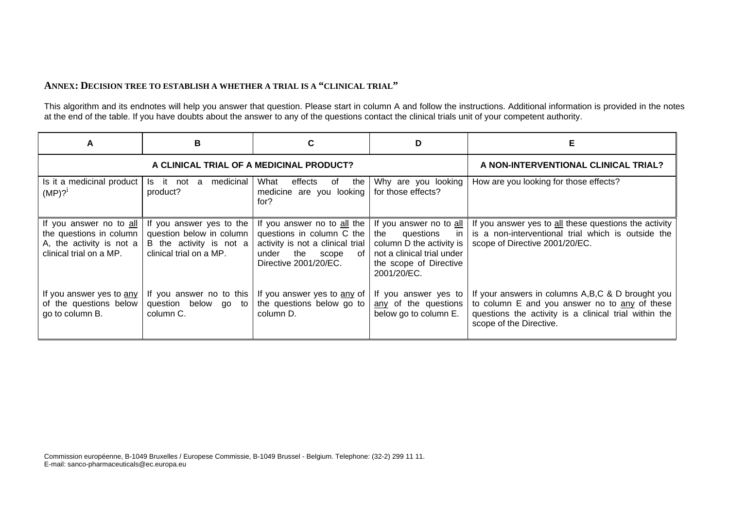## ANNEX: DECISION TREE TO ESTABLISH A WHETHER A TRIAL IS A "CLINICAL TRIAL"

This algorithm and its endnotes will help you answer that question. Please start in column A and follow the instructions. Additional information is provided in the notes at the end of the table. If you have doubts about the answer to any of the questions contact the clinical trials unit of your competent authority.

| A | B | C | D | E |
|---|---|---|---|---|
| A CLINICAL TRIAL OF A MEDICINAL PRODUCT? | | | | A NON-INTERVENTIONAL CLINICAL TRIAL? |
| Is it a medicinal product (MP)?[i] | Is it not a medicinal product? | What effects of the medicine are you looking for? | Why are you looking for those effects? | How are you looking for those effects? |
| If you answer no to <u>all</u> the questions in column A, the activity is not a clinical trial on a MP.<br><br>If you answer yes to <u>any</u> of the questions below go to column B. | If you answer yes to the question below in column B the activity is not a clinical trial on a MP.<br><br>If you answer no to this question below go to column C. | If you answer no to <u>all</u> the questions in column C the activity is not a clinical trial under the scope of Directive 2001/20/EC.<br><br>If you answer yes to <u>any</u> of the questions below go to column D. | If you answer no to <u>all</u> the questions in column D the activity is not a clinical trial under the scope of Directive 2001/20/EC.<br><br>If you answer yes to <u>any</u> of the questions below go to column E. | If you answer yes to <u>all</u> these questions the activity is a non-interventional trial which is outside the scope of Directive 2001/20/EC.<br><br>If your answers in columns A,B,C & D brought you to column E and you answer no to <u>any</u> of these questions the activity is a clinical trial within the scope of the Directive. |

Commission européenne, B-1049 Bruxelles / Europese Commissie, B-1049 Brussel - Belgium. Telephone: (32-2) 299 11 11.
E-mail: sanco-pharmaceuticals@ec.europa.eu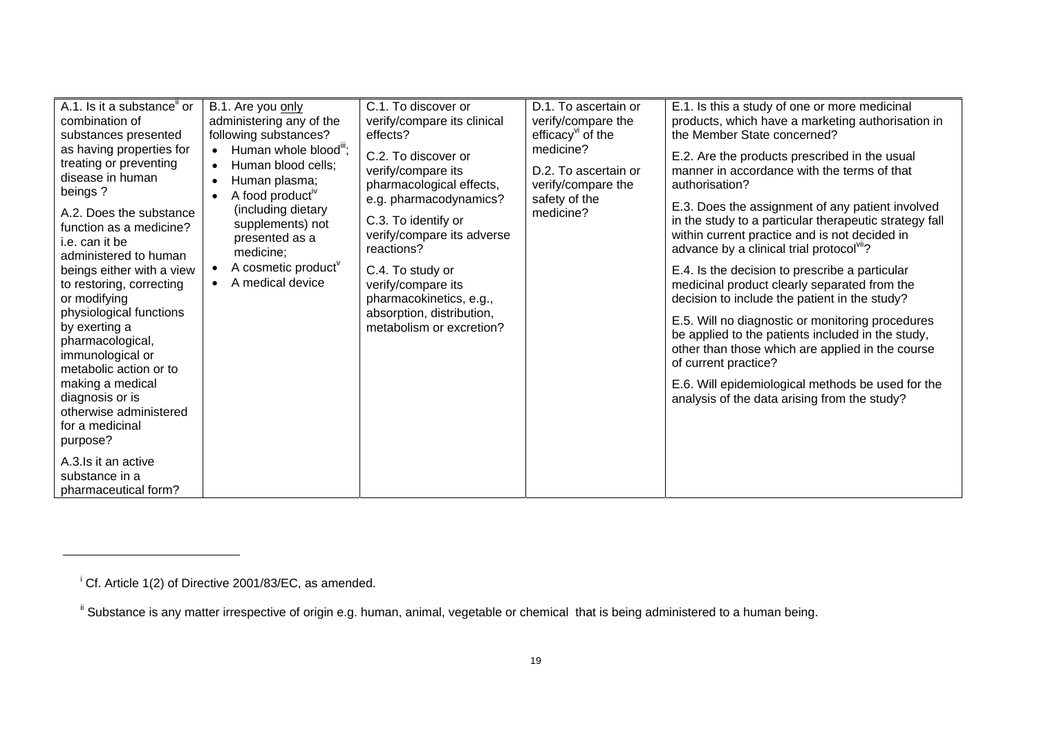| A.1. Is it a substance[ii] or combination of substances presented as having properties for treating or preventing disease in human beings ?<br><br>A.2. Does the substance function as a medicine? i.e. can it be administered to human beings either with a view to restoring, correcting or modifying physiological functions by exerting a pharmacological, immunological or metabolic action or to making a medical diagnosis or is otherwise administered for a medicinal purpose?<br><br>A.3.Is it an active substance in a pharmaceutical form? | B.1. Are you only administering any of the following substances?<br>• Human whole blood[iii];<br>• Human blood cells;<br>• Human plasma;<br>• A food product[iv] (including dietary supplements) not presented as a medicine;<br>• A cosmetic product[v]<br>• A medical device | C.1. To discover or verify/compare its clinical effects?<br><br>C.2. To discover or verify/compare its pharmacological effects, e.g. pharmacodynamics?<br><br>C.3. To identify or verify/compare its adverse reactions?<br><br>C.4. To study or verify/compare its pharmacokinetics, e.g., absorption, distribution, metabolism or excretion? | D.1. To ascertain or verify/compare the efficacy[vi] of the medicine?<br><br>D.2. To ascertain or verify/compare the safety of the medicine? | E.1. Is this a study of one or more medicinal products, which have a marketing authorisation in the Member State concerned?<br><br>E.2. Are the products prescribed in the usual manner in accordance with the terms of that authorisation?<br><br>E.3. Does the assignment of any patient involved in the study to a particular therapeutic strategy fall within current practice and is not decided in advance by a clinical trial protocol[vii]?<br><br>E.4. Is the decision to prescribe a particular medicinal product clearly separated from the decision to include the patient in the study?<br><br>E.5. Will no diagnostic or monitoring procedures be applied to the patients included in the study, other than those which are applied in the course of current practice?<br><br>E.6. Will epidemiological methods be used for the analysis of the data arising from the study? |
|---|---|---|---|---|

[i] Cf. Article 1(2) of Directive 2001/83/EC, as amended.

[ii] Substance is any matter irrespective of origin e.g. human, animal, vegetable or chemical that is being administered to a human being.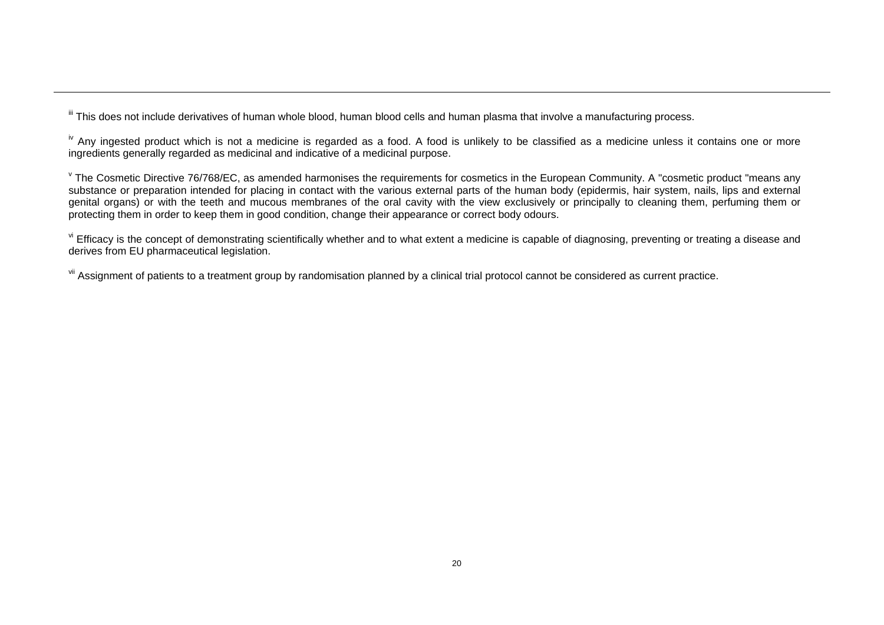[iii] This does not include derivatives of human whole blood, human blood cells and human plasma that involve a manufacturing process.

[iv] Any ingested product which is not a medicine is regarded as a food. A food is unlikely to be classified as a medicine unless it contains one or more ingredients generally regarded as medicinal and indicative of a medicinal purpose.

[v] The Cosmetic Directive 76/768/EC, as amended harmonises the requirements for cosmetics in the European Community. A "cosmetic product "means any substance or preparation intended for placing in contact with the various external parts of the human body (epidermis, hair system, nails, lips and external genital organs) or with the teeth and mucous membranes of the oral cavity with the view exclusively or principally to cleaning them, perfuming them or protecting them in order to keep them in good condition, change their appearance or correct body odours.

[vi] Efficacy is the concept of demonstrating scientifically whether and to what extent a medicine is capable of diagnosing, preventing or treating a disease and derives from EU pharmaceutical legislation.

[vii] Assignment of patients to a treatment group by randomisation planned by a clinical trial protocol cannot be considered as current practice.